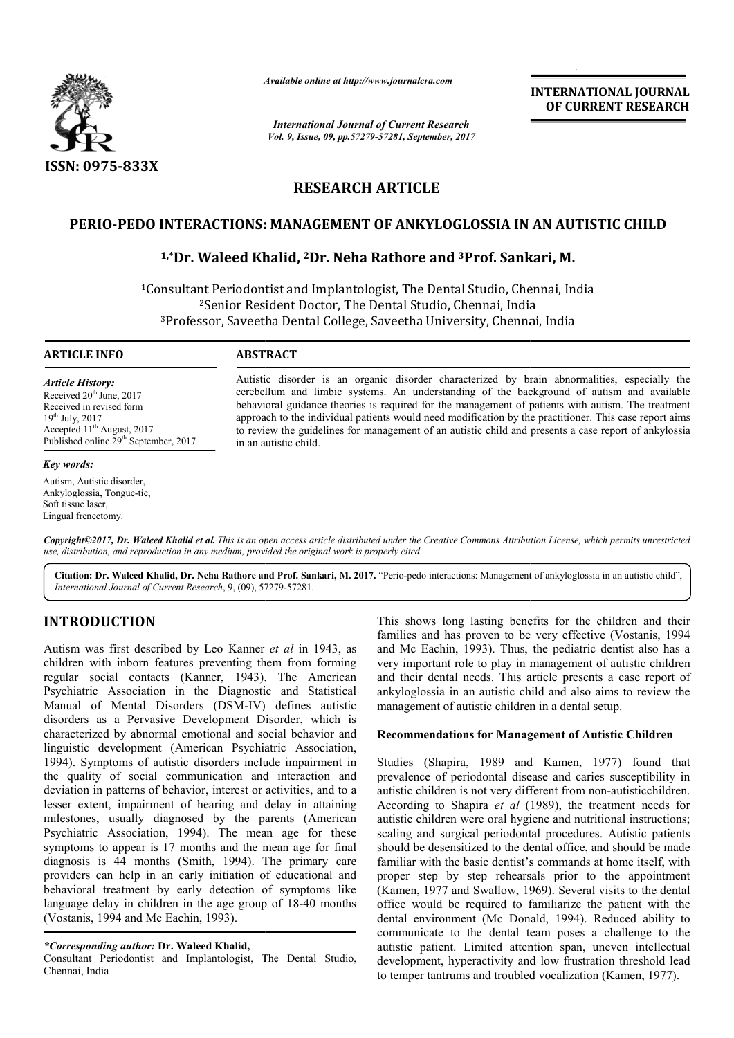ISSN: 0975-833X

*Available online at http://www.journalcra.com*

*International Journal of Current Research*
*Vol. 9, Issue, 09, pp.57279-57281, September, 2017*

**INTERNATIONAL JOURNAL OF CURRENT RESEARCH**

# RESEARCH ARTICLE

## PERIO-PEDO INTERACTIONS: MANAGEMENT OF ANKYLOGLOSSIA IN AN AUTISTIC CHILD

**[1,*]Dr. Waleed Khalid, [2]Dr. Neha Rathore and [3]Prof. Sankari, M.**

[1]Consultant Periodontist and Implantologist, The Dental Studio, Chennai, India
[2]Senior Resident Doctor, The Dental Studio, Chennai, India
[3]Professor, Saveetha Dental College, Saveetha University, Chennai, India

### ARTICLE INFO

*Article History:*
Received 20th June, 2017
Received in revised form
19th July, 2017
Accepted 11th August, 2017
Published online 29th September, 2017

*Key words:*
Autism, Autistic disorder, Ankyloglossia, Tongue-tie, Soft tissue laser, Lingual frenectomy.

### ABSTRACT

Autistic disorder is an organic disorder characterized by brain abnormalities, especially the cerebellum and limbic systems. An understanding of the background of autism and available behavioral guidance theories is required for the management of patients with autism. The treatment approach to the individual patients would need modification by the practitioner. This case report aims to review the guidelines for management of an autistic child and presents a case report of ankylossia in an autistic child.

*Copyright©2017, Dr. Waleed Khalid et al. This is an open access article distributed under the Creative Commons Attribution License, which permits unrestricted use, distribution, and reproduction in any medium, provided the original work is properly cited.*

**Citation: Dr. Waleed Khalid, Dr. Neha Rathore and Prof. Sankari, M. 2017.** "Perio-pedo interactions: Management of ankyloglossia in an autistic child", *International Journal of Current Research*, 9, (09), 57279-57281.

# INTRODUCTION

Autism was first described by Leo Kanner *et al* in 1943, as children with inborn features preventing them from forming regular social contacts (Kanner, 1943). The American Psychiatric Association in the Diagnostic and Statistical Manual of Mental Disorders (DSM-IV) defines autistic disorders as a Pervasive Development Disorder, which is characterized by abnormal emotional and social behavior and linguistic development (American Psychiatric Association, 1994). Symptoms of autistic disorders include impairment in the quality of social communication and interaction and deviation in patterns of behavior, interest or activities, and to a lesser extent, impairment of hearing and delay in attaining milestones, usually diagnosed by the parents (American Psychiatric Association, 1994). The mean age for these symptoms to appear is 17 months and the mean age for final diagnosis is 44 months (Smith, 1994). The primary care providers can help in an early initiation of educational and behavioral treatment by early detection of symptoms like language delay in children in the age group of 18-40 months (Vostanis, 1994 and Mc Eachin, 1993).

This shows long lasting benefits for the children and their families and has proven to be very effective (Vostanis, 1994 and Mc Eachin, 1993). Thus, the pediatric dentist also has a very important role to play in management of autistic children and their dental needs. This article presents a case report of ankyloglossia in an autistic child and also aims to review the management of autistic children in a dental setup.

### Recommendations for Management of Autistic Children

Studies (Shapira, 1989 and Kamen, 1977) found that prevalence of periodontal disease and caries susceptibility in autistic children is not very different from non-autisticchildren. According to Shapira *et al* (1989), the treatment needs for autistic children were oral hygiene and nutritional instructions; scaling and surgical periodontal procedures. Autistic patients should be desensitized to the dental office, and should be made familiar with the basic dentist's commands at home itself, with proper step by step rehearsals prior to the appointment (Kamen, 1977 and Swallow, 1969). Several visits to the dental office would be required to familiarize the patient with the dental environment (Mc Donald, 1994). Reduced ability to communicate to the dental team poses a challenge to the autistic patient. Limited attention span, uneven intellectual development, hyperactivity and low frustration threshold lead to temper tantrums and troubled vocalization (Kamen, 1977).

*\*Corresponding author:* **Dr. Waleed Khalid,**
Consultant Periodontist and Implantologist, The Dental Studio, Chennai, India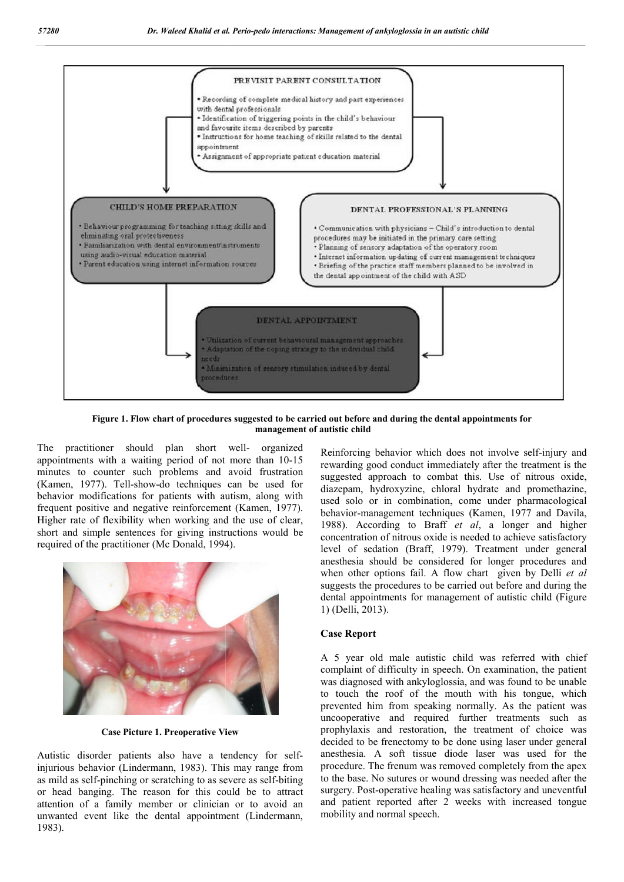PREVISIT PARENT CONSULTATION

- Recording of complete medical history and past experiences with dental professionals
- Identification of triggering points in the child's behaviour and favourite items described by parents
- Instructions for home teaching of skills related to the dental appointment
- Assignment of appropriate patient education material

CHILD'S HOME PREPARATION

- Behaviour programming for teaching sitting skills and eliminating oral protectiveness
- Familiarization with dental environment/instruments using audio-visual education material
- Parent education using internet information sources

DENTAL PROFESSIONAL'S PLANNING

- Communication with physicians – Child's introduction to dental procedures may be initiated in the primary care setting
- Planning of sensory adaptation of the operatory room
- Internet information updating of current management techniques
- Briefing of the practice staff members planned to be involved in the dental appointment of the child with ASD

DENTAL APPOINTMENT

- Utilization of current behavioural management approaches
- Adaptation of the coping strategy to the individual child needs
- Minimization of sensory stimulation induced by dental procedures

**Figure 1. Flow chart of procedures suggested to be carried out before and during the dental appointments for management of autistic child**

The practitioner should plan short well- organized appointments with a waiting period of not more than 10-15 minutes to counter such problems and avoid frustration (Kamen, 1977). Tell-show-do techniques can be used for behavior modifications for patients with autism, along with frequent positive and negative reinforcement (Kamen, 1977). Higher rate of flexibility when working and the use of clear, short and simple sentences for giving instructions would be required of the practitioner (Mc Donald, 1994).

**Case Picture 1. Preoperative View**

Autistic disorder patients also have a tendency for self-injurious behavior (Lindermann, 1983). This may range from as mild as self-pinching or scratching to as severe as self-biting or head banging. The reason for this could be to attract attention of a family member or clinician or to avoid an unwanted event like the dental appointment (Lindermann, 1983).

Reinforcing behavior which does not involve self-injury and rewarding good conduct immediately after the treatment is the suggested approach to combat this. Use of nitrous oxide, diazepam, hydroxyzine, chloral hydrate and promethazine, used solo or in combination, come under pharmacological behavior-management techniques (Kamen, 1977 and Davila, 1988). According to Braff *et al*, a longer and higher concentration of nitrous oxide is needed to achieve satisfactory level of sedation (Braff, 1979). Treatment under general anesthesia should be considered for longer procedures and when other options fail. A flow chart given by Delli *et al* suggests the procedures to be carried out before and during the dental appointments for management of autistic child (Figure 1) (Delli, 2013).

## Case Report

A 5 year old male autistic child was referred with chief complaint of difficulty in speech. On examination, the patient was diagnosed with ankyloglossia, and was found to be unable to touch the roof of the mouth with his tongue, which prevented him from speaking normally. As the patient was uncooperative and required further treatments such as prophylaxis and restoration, the treatment of choice was decided to be frenectomy to be done using laser under general anesthesia. A soft tissue diode laser was used for the procedure. The frenum was removed completely from the apex to the base. No sutures or wound dressing was needed after the surgery. Post-operative healing was satisfactory and uneventful and patient reported after 2 weeks with increased tongue mobility and normal speech.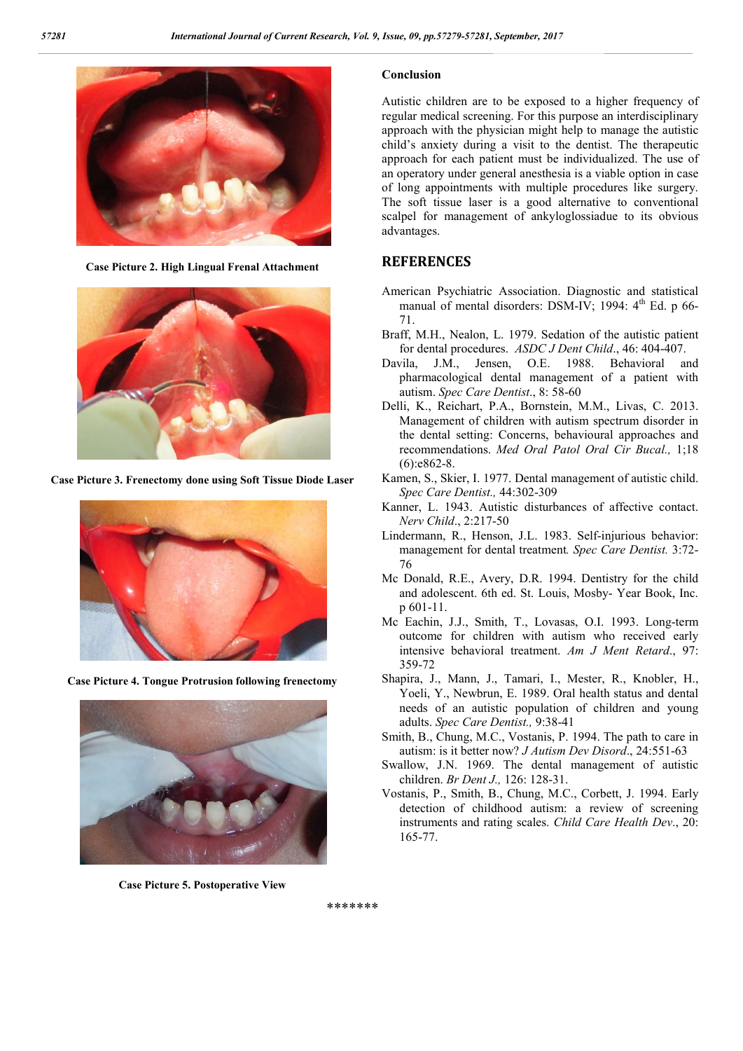Case Picture 2. High Lingual Frenal Attachment

Case Picture 3. Frenectomy done using Soft Tissue Diode Laser

Case Picture 4. Tongue Protrusion following frenectomy

Case Picture 5. Postoperative View

## Conclusion

Autistic children are to be exposed to a higher frequency of regular medical screening. For this purpose an interdisciplinary approach with the physician might help to manage the autistic child's anxiety during a visit to the dentist. The therapeutic approach for each patient must be individualized. The use of an operatory under general anesthesia is a viable option in case of long appointments with multiple procedures like surgery. The soft tissue laser is a good alternative to conventional scalpel for management of ankyloglossiadue to its obvious advantages.

## REFERENCES

American Psychiatric Association. Diagnostic and statistical manual of mental disorders: DSM-IV; 1994: 4th Ed. p 66-71.

Braff, M.H., Nealon, L. 1979. Sedation of the autistic patient for dental procedures. *ASDC J Dent Child*., 46: 404-407.

Davila, J.M., Jensen, O.E. 1988. Behavioral and pharmacological dental management of a patient with autism. *Spec Care Dentist*., 8: 58-60

Delli, K., Reichart, P.A., Bornstein, M.M., Livas, C. 2013. Management of children with autism spectrum disorder in the dental setting: Concerns, behavioural approaches and recommendations. *Med Oral Patol Oral Cir Bucal.,* 1;18 (6):e862-8.

Kamen, S., Skier, I. 1977. Dental management of autistic child. *Spec Care Dentist.,* 44:302-309

Kanner, L. 1943. Autistic disturbances of affective contact. *Nerv Child*., 2:217-50

Lindermann, R., Henson, J.L. 1983. Self-injurious behavior: management for dental treatment*. Spec Care Dentist.* 3:72-76

Mc Donald, R.E., Avery, D.R. 1994. Dentistry for the child and adolescent. 6th ed. St. Louis, Mosby- Year Book, Inc. p 601-11.

Mc Eachin, J.J., Smith, T., Lovasas, O.I. 1993. Long-term outcome for children with autism who received early intensive behavioral treatment. *Am J Ment Retard*., 97: 359-72

Shapira, J., Mann, J., Tamari, I., Mester, R., Knobler, H., Yoeli, Y., Newbrun, E. 1989. Oral health status and dental needs of an autistic population of children and young adults. *Spec Care Dentist.,* 9:38-41

Smith, B., Chung, M.C., Vostanis, P. 1994. The path to care in autism: is it better now? *J Autism Dev Disord*., 24:551-63

Swallow, J.N. 1969. The dental management of autistic children. *Br Dent J.,* 126: 128-31.

Vostanis, P., Smith, B., Chung, M.C., Corbett, J. 1994. Early detection of childhood autism: a review of screening instruments and rating scales. *Child Care Health Dev*., 20: 165-77.

\*\*\*\*\*\*\*